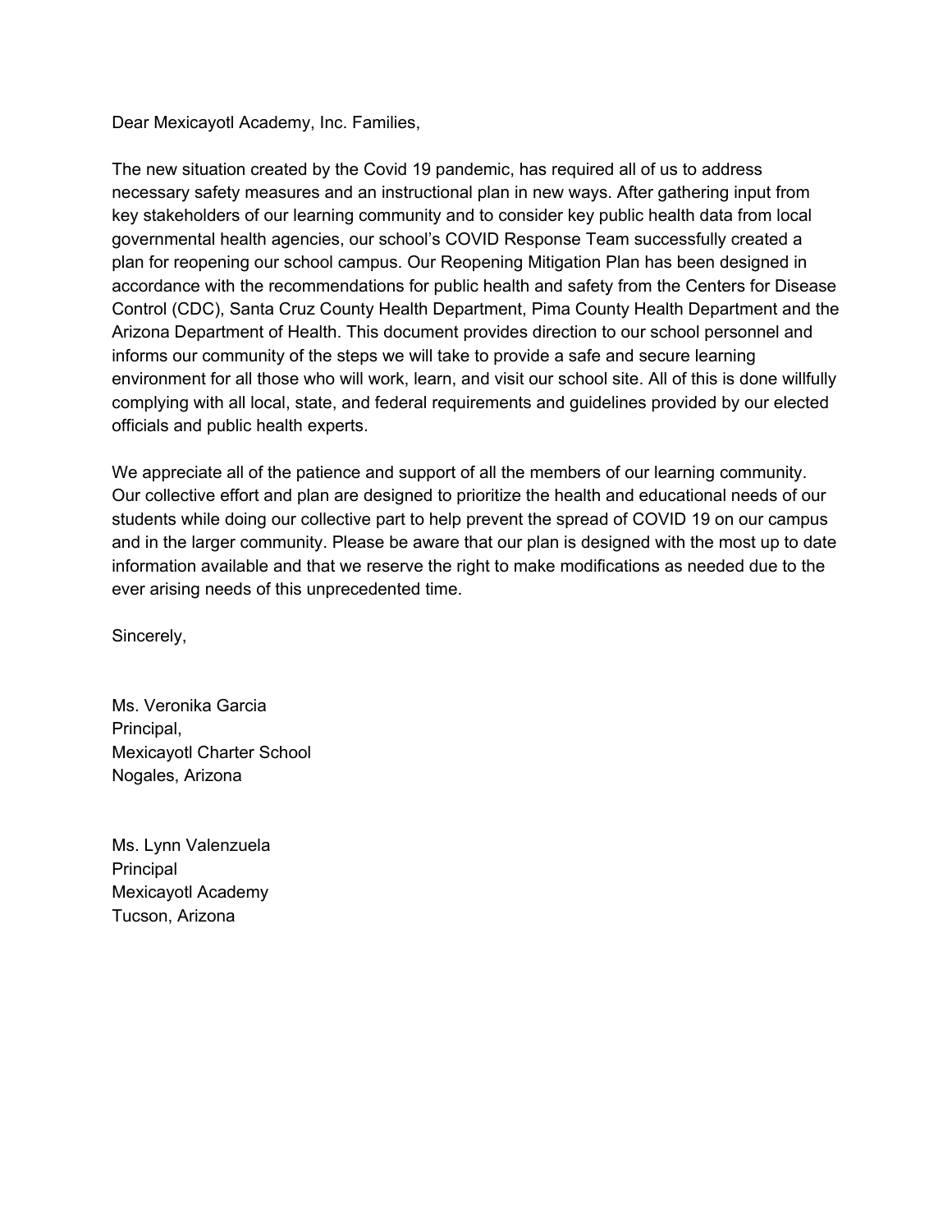Dear Mexicayotl Academy, Inc. Families,

The new situation created by the Covid 19 pandemic, has required all of us to address necessary safety measures and an instructional plan in new ways. After gathering input from key stakeholders of our learning community and to consider key public health data from local governmental health agencies, our school's COVID Response Team successfully created a plan for reopening our school campus. Our Reopening Mitigation Plan has been designed in accordance with the recommendations for public health and safety from the Centers for Disease Control (CDC), Santa Cruz County Health Department, Pima County Health Department and the Arizona Department of Health. This document provides direction to our school personnel and informs our community of the steps we will take to provide a safe and secure learning environment for all those who will work, learn, and visit our school site. All of this is done willfully complying with all local, state, and federal requirements and guidelines provided by our elected officials and public health experts.

We appreciate all of the patience and support of all the members of our learning community. Our collective effort and plan are designed to prioritize the health and educational needs of our students while doing our collective part to help prevent the spread of COVID 19 on our campus and in the larger community. Please be aware that our plan is designed with the most up to date information available and that we reserve the right to make modifications as needed due to the ever arising needs of this unprecedented time.

Sincerely,

Ms. Veronika Garcia
Principal,
Mexicayotl Charter School
Nogales, Arizona

Ms. Lynn Valenzuela
Principal
Mexicayotl Academy
Tucson, Arizona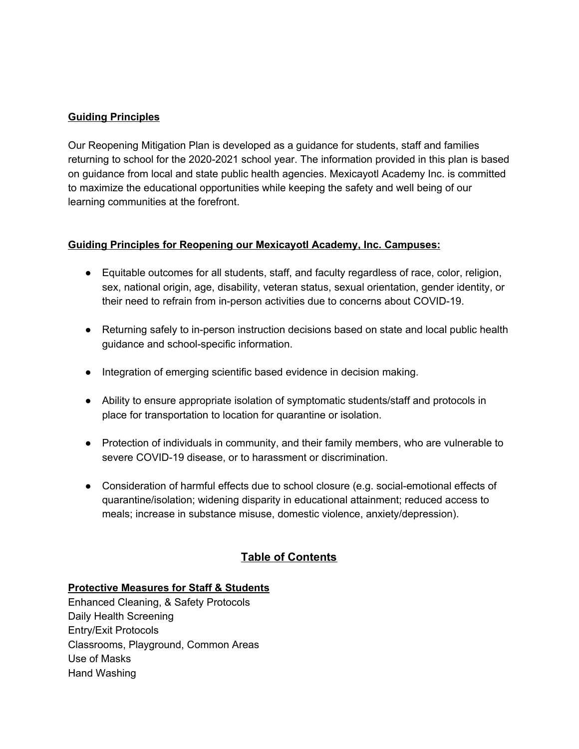## Guiding Principles

Our Reopening Mitigation Plan is developed as a guidance for students, staff and families returning to school for the 2020-2021 school year. The information provided in this plan is based on guidance from local and state public health agencies. Mexicayotl Academy Inc. is committed to maximize the educational opportunities while keeping the safety and well being of our learning communities at the forefront.

### Guiding Principles for Reopening our Mexicayotl Academy, Inc. Campuses:

- Equitable outcomes for all students, staff, and faculty regardless of race, color, religion, sex, national origin, age, disability, veteran status, sexual orientation, gender identity, or their need to refrain from in-person activities due to concerns about COVID-19.
- Returning safely to in-person instruction decisions based on state and local public health guidance and school-specific information.
- Integration of emerging scientific based evidence in decision making.
- Ability to ensure appropriate isolation of symptomatic students/staff and protocols in place for transportation to location for quarantine or isolation.
- Protection of individuals in community, and their family members, who are vulnerable to severe COVID-19 disease, or to harassment or discrimination.
- Consideration of harmful effects due to school closure (e.g. social-emotional effects of quarantine/isolation; widening disparity in educational attainment; reduced access to meals; increase in substance misuse, domestic violence, anxiety/depression).

## Table of Contents

**Protective Measures for Staff & Students**

Enhanced Cleaning, & Safety Protocols
Daily Health Screening
Entry/Exit Protocols
Classrooms, Playground, Common Areas
Use of Masks
Hand Washing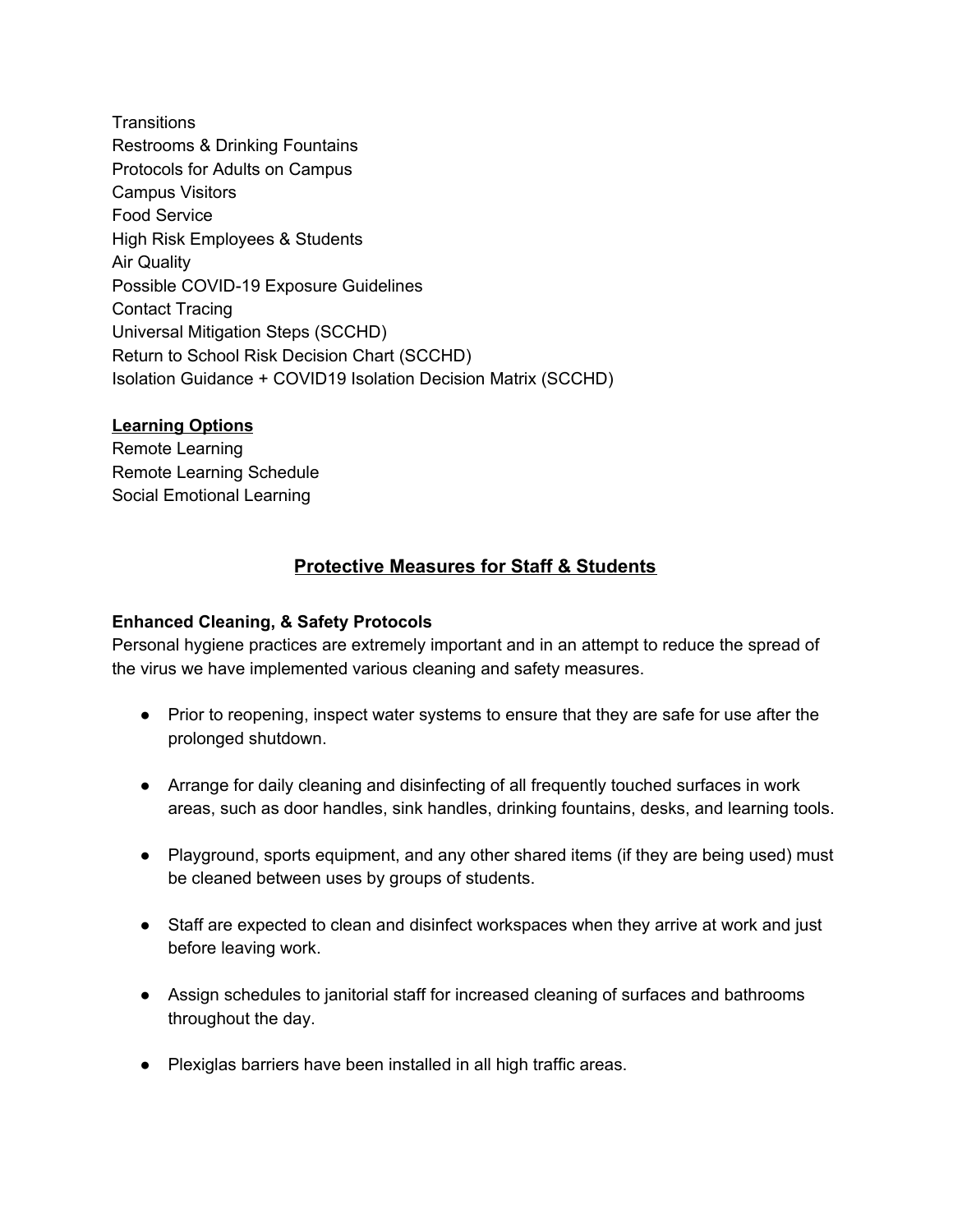Transitions
Restrooms & Drinking Fountains
Protocols for Adults on Campus
Campus Visitors
Food Service
High Risk Employees & Students
Air Quality
Possible COVID-19 Exposure Guidelines
Contact Tracing
Universal Mitigation Steps (SCCHD)
Return to School Risk Decision Chart (SCCHD)
Isolation Guidance + COVID19 Isolation Decision Matrix (SCCHD)

**Learning Options**
Remote Learning
Remote Learning Schedule
Social Emotional Learning

## Protective Measures for Staff & Students

### Enhanced Cleaning, & Safety Protocols

Personal hygiene practices are extremely important and in an attempt to reduce the spread of the virus we have implemented various cleaning and safety measures.

- Prior to reopening, inspect water systems to ensure that they are safe for use after the prolonged shutdown.
- Arrange for daily cleaning and disinfecting of all frequently touched surfaces in work areas, such as door handles, sink handles, drinking fountains, desks, and learning tools.
- Playground, sports equipment, and any other shared items (if they are being used) must be cleaned between uses by groups of students.
- Staff are expected to clean and disinfect workspaces when they arrive at work and just before leaving work.
- Assign schedules to janitorial staff for increased cleaning of surfaces and bathrooms throughout the day.
- Plexiglas barriers have been installed in all high traffic areas.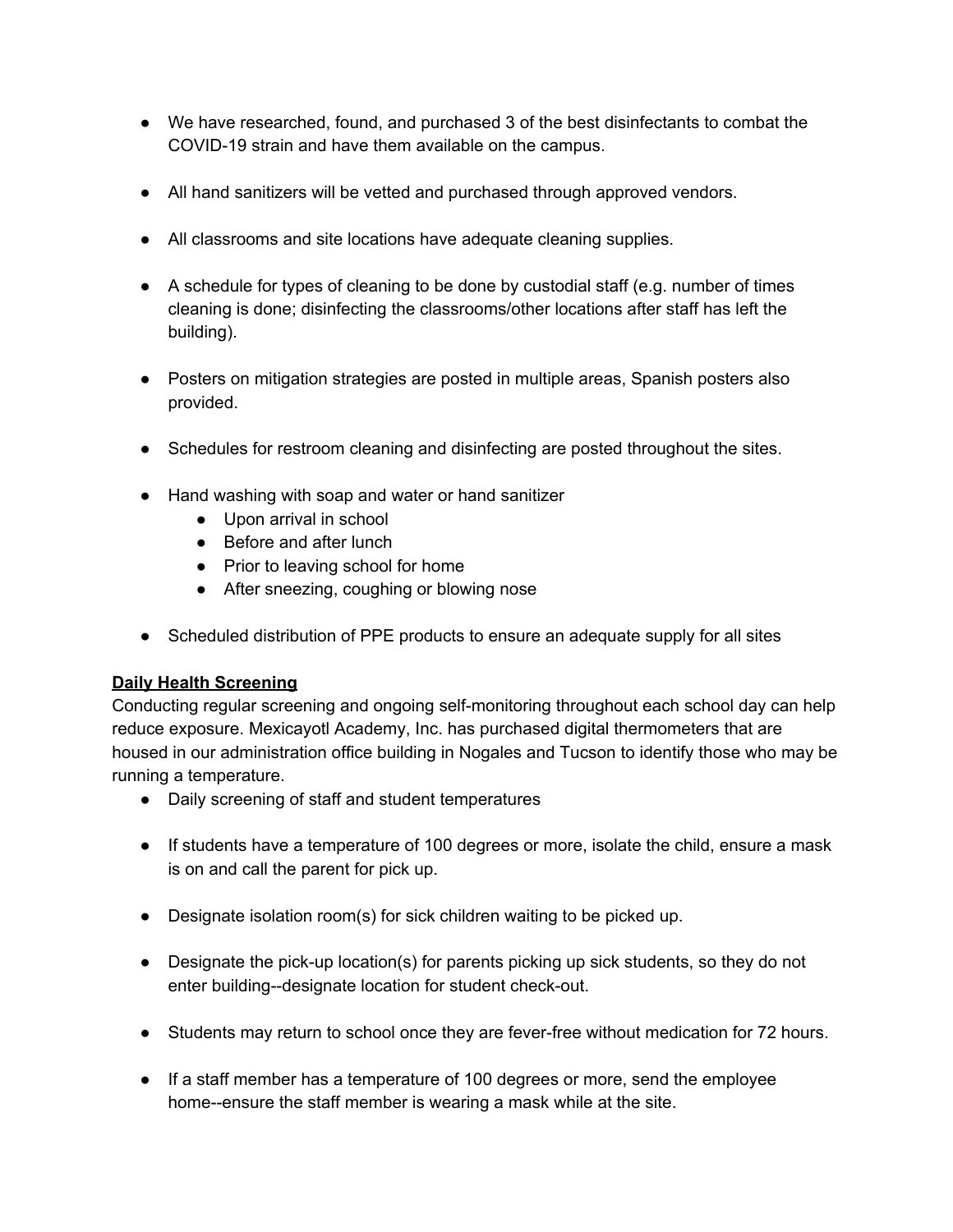- We have researched, found, and purchased 3 of the best disinfectants to combat the COVID-19 strain and have them available on the campus.

- All hand sanitizers will be vetted and purchased through approved vendors.

- All classrooms and site locations have adequate cleaning supplies.

- A schedule for types of cleaning to be done by custodial staff (e.g. number of times cleaning is done; disinfecting the classrooms/other locations after staff has left the building).

- Posters on mitigation strategies are posted in multiple areas, Spanish posters also provided.

- Schedules for restroom cleaning and disinfecting are posted throughout the sites.

- Hand washing with soap and water or hand sanitizer
    - Upon arrival in school
    - Before and after lunch
    - Prior to leaving school for home
    - After sneezing, coughing or blowing nose

- Scheduled distribution of PPE products to ensure an adequate supply for all sites

**Daily Health Screening**

Conducting regular screening and ongoing self-monitoring throughout each school day can help reduce exposure. Mexicayotl Academy, Inc. has purchased digital thermometers that are housed in our administration office building in Nogales and Tucson to identify those who may be running a temperature.

- Daily screening of staff and student temperatures

- If students have a temperature of 100 degrees or more, isolate the child, ensure a mask is on and call the parent for pick up.

- Designate isolation room(s) for sick children waiting to be picked up.

- Designate the pick-up location(s) for parents picking up sick students, so they do not enter building--designate location for student check-out.

- Students may return to school once they are fever-free without medication for 72 hours.

- If a staff member has a temperature of 100 degrees or more, send the employee home--ensure the staff member is wearing a mask while at the site.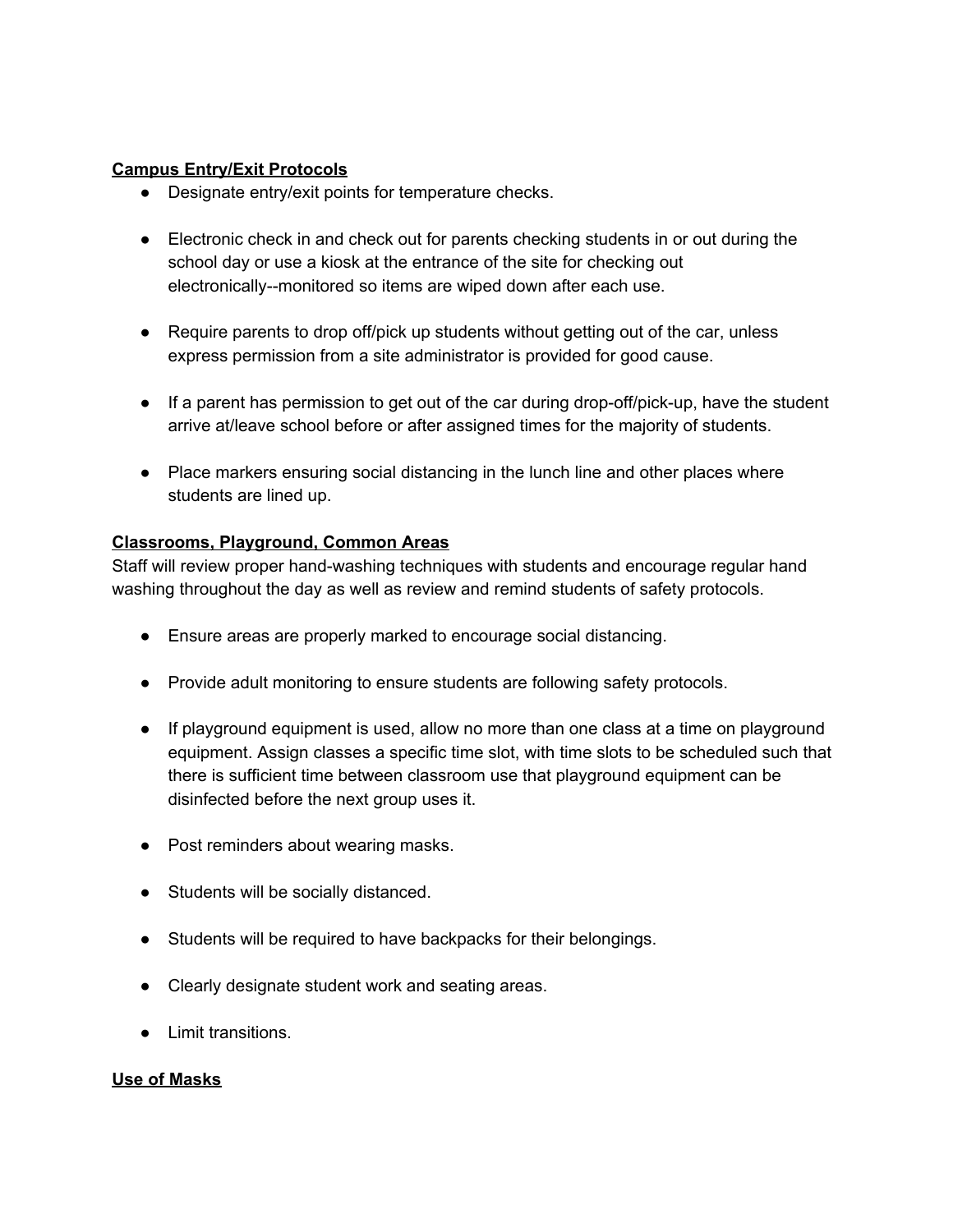**Campus Entry/Exit Protocols**

- Designate entry/exit points for temperature checks.
- Electronic check in and check out for parents checking students in or out during the school day or use a kiosk at the entrance of the site for checking out electronically--monitored so items are wiped down after each use.
- Require parents to drop off/pick up students without getting out of the car, unless express permission from a site administrator is provided for good cause.
- If a parent has permission to get out of the car during drop-off/pick-up, have the student arrive at/leave school before or after assigned times for the majority of students.
- Place markers ensuring social distancing in the lunch line and other places where students are lined up.

**Classrooms, Playground, Common Areas**

Staff will review proper hand-washing techniques with students and encourage regular hand washing throughout the day as well as review and remind students of safety protocols.

- Ensure areas are properly marked to encourage social distancing.
- Provide adult monitoring to ensure students are following safety protocols.
- If playground equipment is used, allow no more than one class at a time on playground equipment. Assign classes a specific time slot, with time slots to be scheduled such that there is sufficient time between classroom use that playground equipment can be disinfected before the next group uses it.
- Post reminders about wearing masks.
- Students will be socially distanced.
- Students will be required to have backpacks for their belongings.
- Clearly designate student work and seating areas.
- Limit transitions.

**Use of Masks**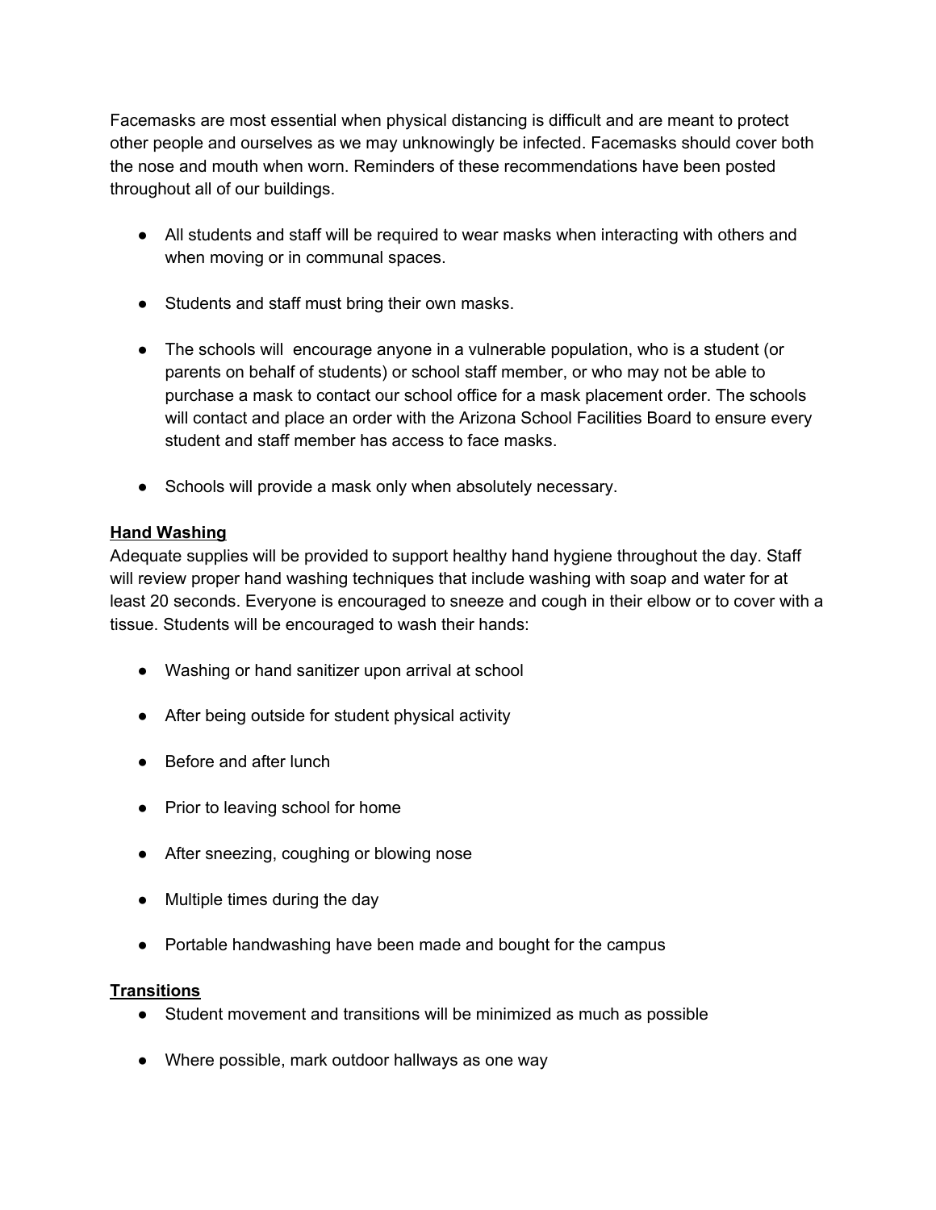Facemasks are most essential when physical distancing is difficult and are meant to protect other people and ourselves as we may unknowingly be infected. Facemasks should cover both the nose and mouth when worn. Reminders of these recommendations have been posted throughout all of our buildings.

- All students and staff will be required to wear masks when interacting with others and when moving or in communal spaces.
- Students and staff must bring their own masks.
- The schools will encourage anyone in a vulnerable population, who is a student (or parents on behalf of students) or school staff member, or who may not be able to purchase a mask to contact our school office for a mask placement order. The schools will contact and place an order with the Arizona School Facilities Board to ensure every student and staff member has access to face masks.
- Schools will provide a mask only when absolutely necessary.

**Hand Washing**

Adequate supplies will be provided to support healthy hand hygiene throughout the day. Staff will review proper hand washing techniques that include washing with soap and water for at least 20 seconds. Everyone is encouraged to sneeze and cough in their elbow or to cover with a tissue. Students will be encouraged to wash their hands:

- Washing or hand sanitizer upon arrival at school
- After being outside for student physical activity
- Before and after lunch
- Prior to leaving school for home
- After sneezing, coughing or blowing nose
- Multiple times during the day
- Portable handwashing have been made and bought for the campus

**Transitions**

- Student movement and transitions will be minimized as much as possible
- Where possible, mark outdoor hallways as one way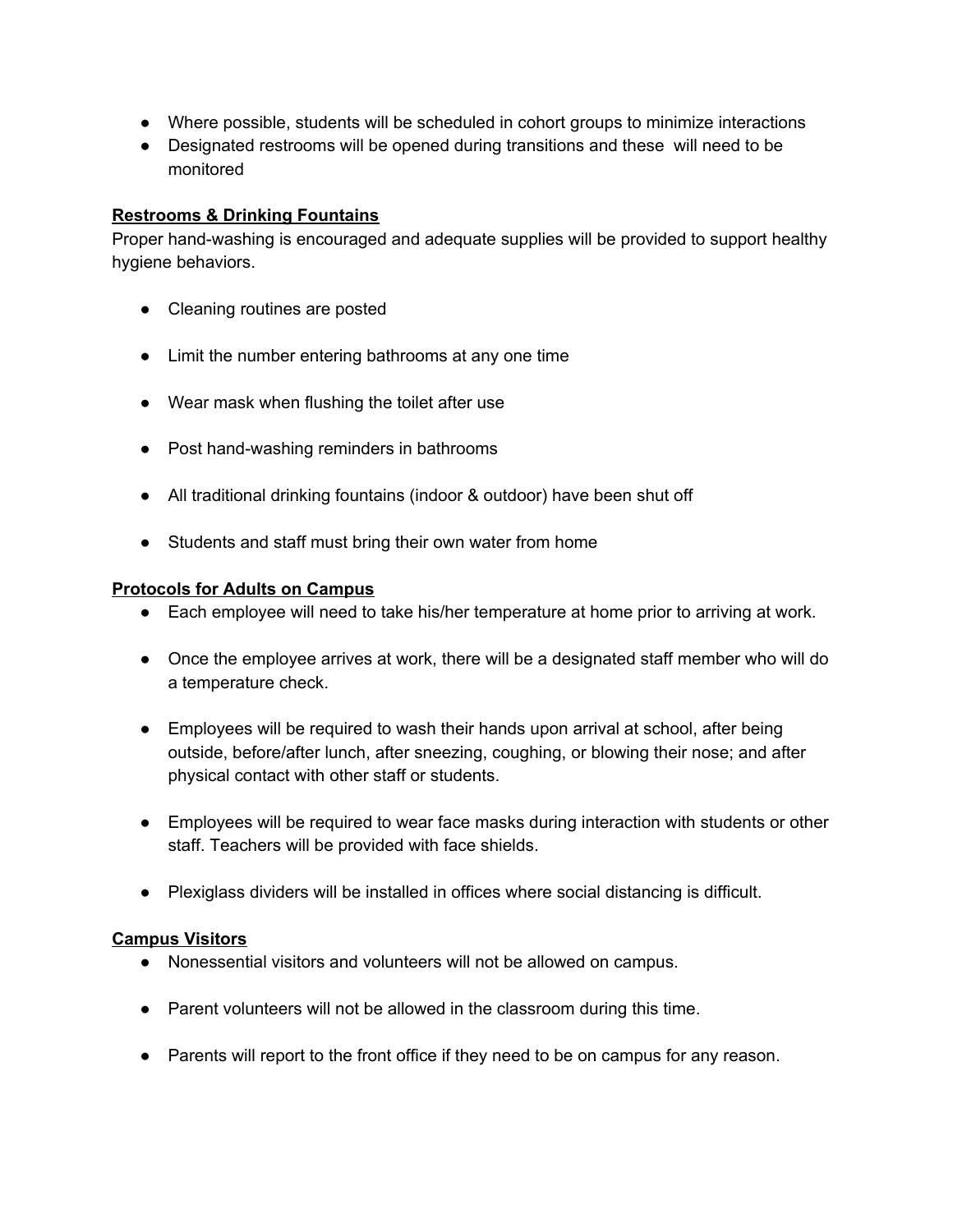- Where possible, students will be scheduled in cohort groups to minimize interactions
- Designated restrooms will be opened during transitions and these will need to be monitored

**Restrooms & Drinking Fountains**

Proper hand-washing is encouraged and adequate supplies will be provided to support healthy hygiene behaviors.

- Cleaning routines are posted
- Limit the number entering bathrooms at any one time
- Wear mask when flushing the toilet after use
- Post hand-washing reminders in bathrooms
- All traditional drinking fountains (indoor & outdoor) have been shut off
- Students and staff must bring their own water from home

**Protocols for Adults on Campus**

- Each employee will need to take his/her temperature at home prior to arriving at work.
- Once the employee arrives at work, there will be a designated staff member who will do a temperature check.
- Employees will be required to wash their hands upon arrival at school, after being outside, before/after lunch, after sneezing, coughing, or blowing their nose; and after physical contact with other staff or students.
- Employees will be required to wear face masks during interaction with students or other staff. Teachers will be provided with face shields.
- Plexiglass dividers will be installed in offices where social distancing is difficult.

**Campus Visitors**

- Nonessential visitors and volunteers will not be allowed on campus.
- Parent volunteers will not be allowed in the classroom during this time.
- Parents will report to the front office if they need to be on campus for any reason.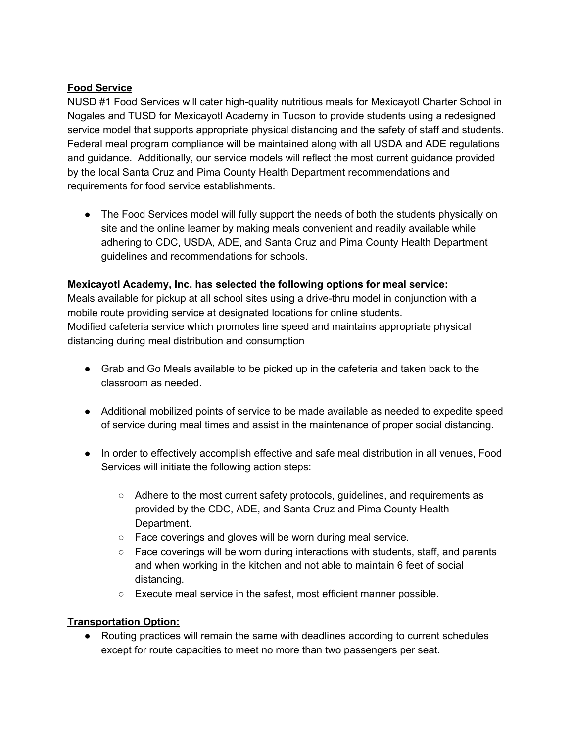**<u>Food Service</u>**

NUSD #1 Food Services will cater high-quality nutritious meals for Mexicayotl Charter School in Nogales and TUSD for Mexicayotl Academy in Tucson to provide students using a redesigned service model that supports appropriate physical distancing and the safety of staff and students. Federal meal program compliance will be maintained along with all USDA and ADE regulations and guidance. Additionally, our service models will reflect the most current guidance provided by the local Santa Cruz and Pima County Health Department recommendations and requirements for food service establishments.

- The Food Services model will fully support the needs of both the students physically on site and the online learner by making meals convenient and readily available while adhering to CDC, USDA, ADE, and Santa Cruz and Pima County Health Department guidelines and recommendations for schools.

**<u>Mexicayotl Academy, Inc. has selected the following options for meal service:</u>**

Meals available for pickup at all school sites using a drive-thru model in conjunction with a mobile route providing service at designated locations for online students.
Modified cafeteria service which promotes line speed and maintains appropriate physical distancing during meal distribution and consumption

- Grab and Go Meals available to be picked up in the cafeteria and taken back to the classroom as needed.

- Additional mobilized points of service to be made available as needed to expedite speed of service during meal times and assist in the maintenance of proper social distancing.

- In order to effectively accomplish effective and safe meal distribution in all venues, Food Services will initiate the following action steps:

  - Adhere to the most current safety protocols, guidelines, and requirements as provided by the CDC, ADE, and Santa Cruz and Pima County Health Department.
  - Face coverings and gloves will be worn during meal service.
  - Face coverings will be worn during interactions with students, staff, and parents and when working in the kitchen and not able to maintain 6 feet of social distancing.
  - Execute meal service in the safest, most efficient manner possible.

**<u>Transportation Option:</u>**

- Routing practices will remain the same with deadlines according to current schedules except for route capacities to meet no more than two passengers per seat.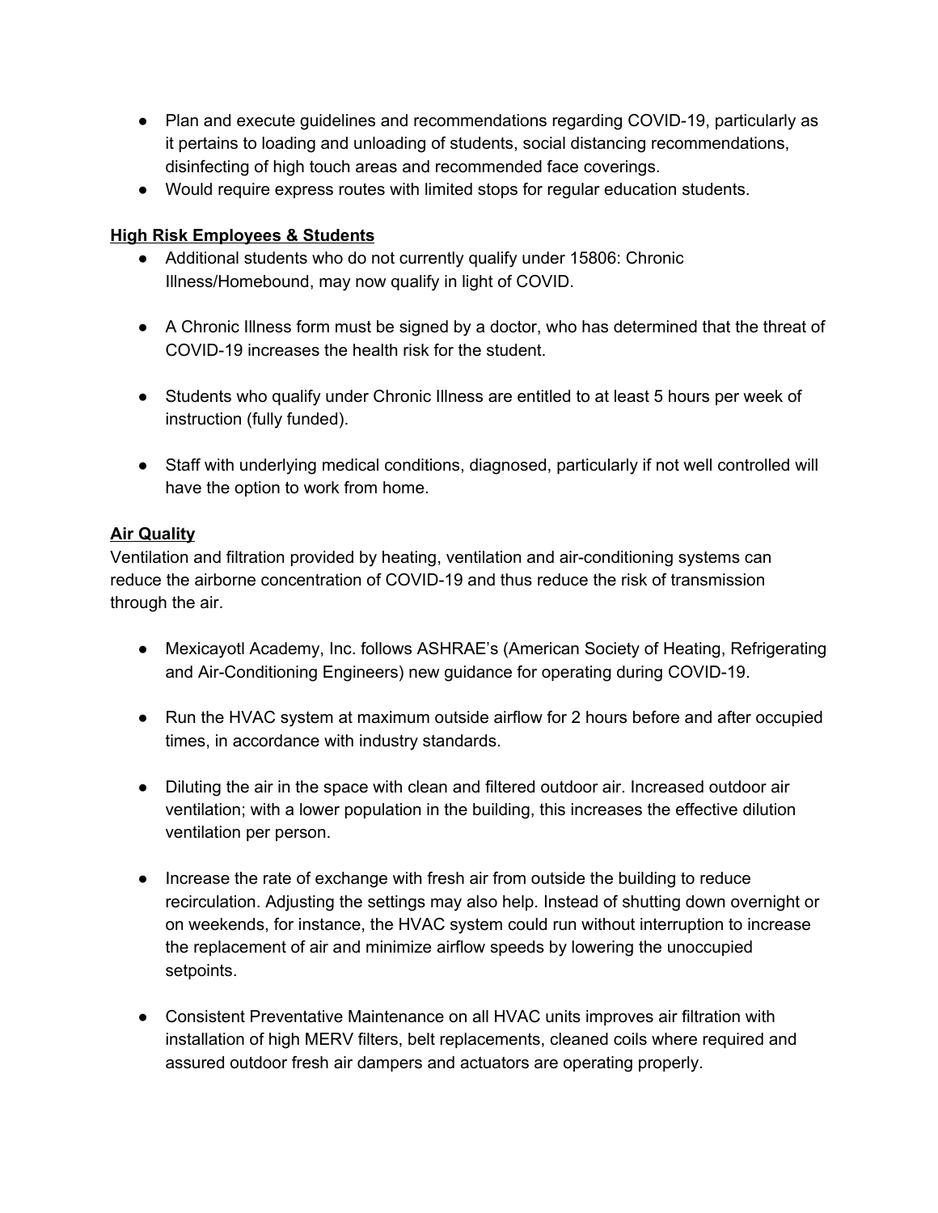- Plan and execute guidelines and recommendations regarding COVID-19, particularly as it pertains to loading and unloading of students, social distancing recommendations, disinfecting of high touch areas and recommended face coverings.
- Would require express routes with limited stops for regular education students.

**High Risk Employees & Students**

- Additional students who do not currently qualify under 15806: Chronic Illness/Homebound, may now qualify in light of COVID.
- A Chronic Illness form must be signed by a doctor, who has determined that the threat of COVID-19 increases the health risk for the student.
- Students who qualify under Chronic Illness are entitled to at least 5 hours per week of instruction (fully funded).
- Staff with underlying medical conditions, diagnosed, particularly if not well controlled will have the option to work from home.

**Air Quality**

Ventilation and filtration provided by heating, ventilation and air-conditioning systems can reduce the airborne concentration of COVID-19 and thus reduce the risk of transmission through the air.

- Mexicayotl Academy, Inc. follows ASHRAE's (American Society of Heating, Refrigerating and Air-Conditioning Engineers) new guidance for operating during COVID-19.
- Run the HVAC system at maximum outside airflow for 2 hours before and after occupied times, in accordance with industry standards.
- Diluting the air in the space with clean and filtered outdoor air. Increased outdoor air ventilation; with a lower population in the building, this increases the effective dilution ventilation per person.
- Increase the rate of exchange with fresh air from outside the building to reduce recirculation. Adjusting the settings may also help. Instead of shutting down overnight or on weekends, for instance, the HVAC system could run without interruption to increase the replacement of air and minimize airflow speeds by lowering the unoccupied setpoints.
- Consistent Preventative Maintenance on all HVAC units improves air filtration with installation of high MERV filters, belt replacements, cleaned coils where required and assured outdoor fresh air dampers and actuators are operating properly.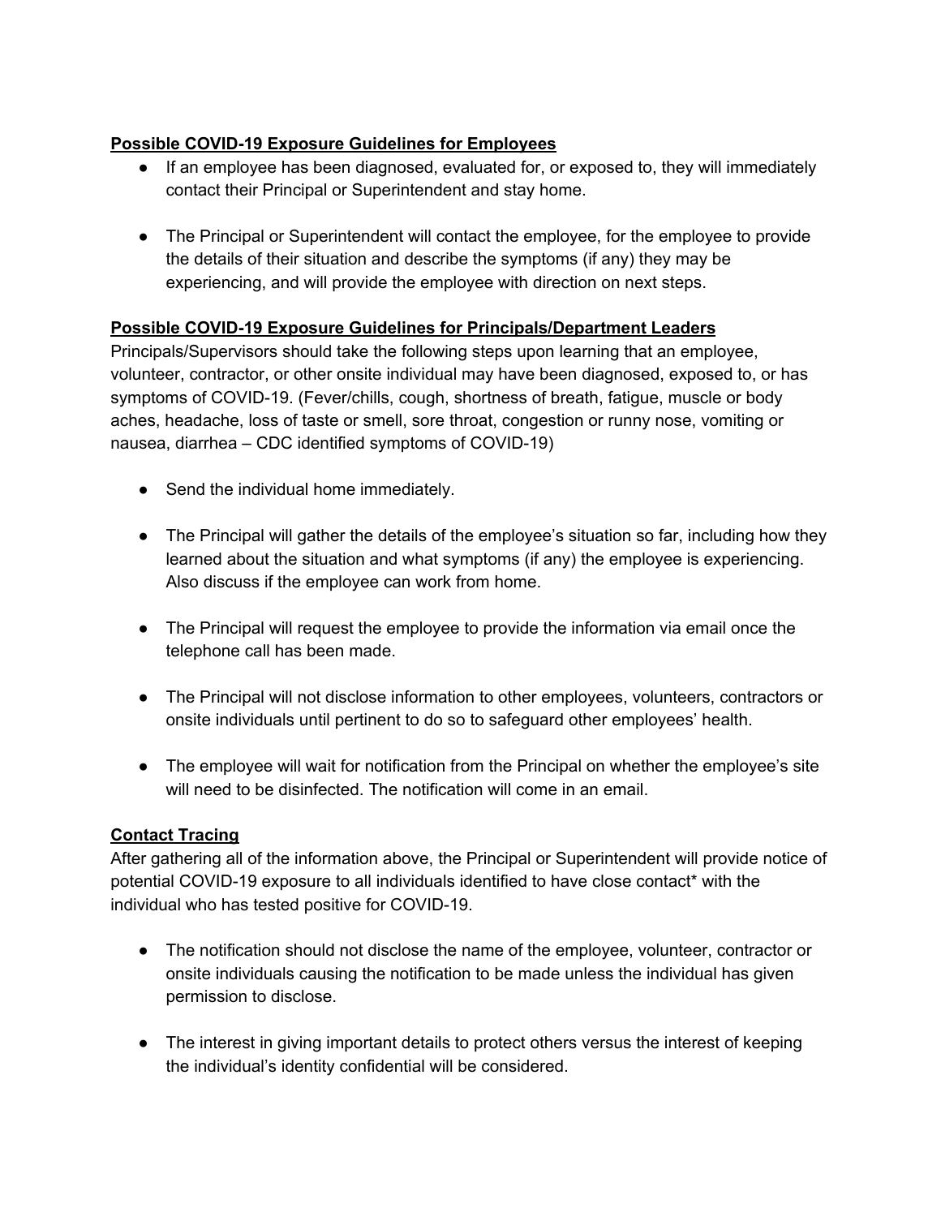**Possible COVID-19 Exposure Guidelines for Employees**

- If an employee has been diagnosed, evaluated for, or exposed to, they will immediately contact their Principal or Superintendent and stay home.
- The Principal or Superintendent will contact the employee, for the employee to provide the details of their situation and describe the symptoms (if any) they may be experiencing, and will provide the employee with direction on next steps.

**Possible COVID-19 Exposure Guidelines for Principals/Department Leaders**

Principals/Supervisors should take the following steps upon learning that an employee, volunteer, contractor, or other onsite individual may have been diagnosed, exposed to, or has symptoms of COVID-19. (Fever/chills, cough, shortness of breath, fatigue, muscle or body aches, headache, loss of taste or smell, sore throat, congestion or runny nose, vomiting or nausea, diarrhea – CDC identified symptoms of COVID-19)

- Send the individual home immediately.
- The Principal will gather the details of the employee's situation so far, including how they learned about the situation and what symptoms (if any) the employee is experiencing. Also discuss if the employee can work from home.
- The Principal will request the employee to provide the information via email once the telephone call has been made.
- The Principal will not disclose information to other employees, volunteers, contractors or onsite individuals until pertinent to do so to safeguard other employees' health.
- The employee will wait for notification from the Principal on whether the employee's site will need to be disinfected. The notification will come in an email.

**Contact Tracing**

After gathering all of the information above, the Principal or Superintendent will provide notice of potential COVID-19 exposure to all individuals identified to have close contact* with the individual who has tested positive for COVID-19.

- The notification should not disclose the name of the employee, volunteer, contractor or onsite individuals causing the notification to be made unless the individual has given permission to disclose.
- The interest in giving important details to protect others versus the interest of keeping the individual's identity confidential will be considered.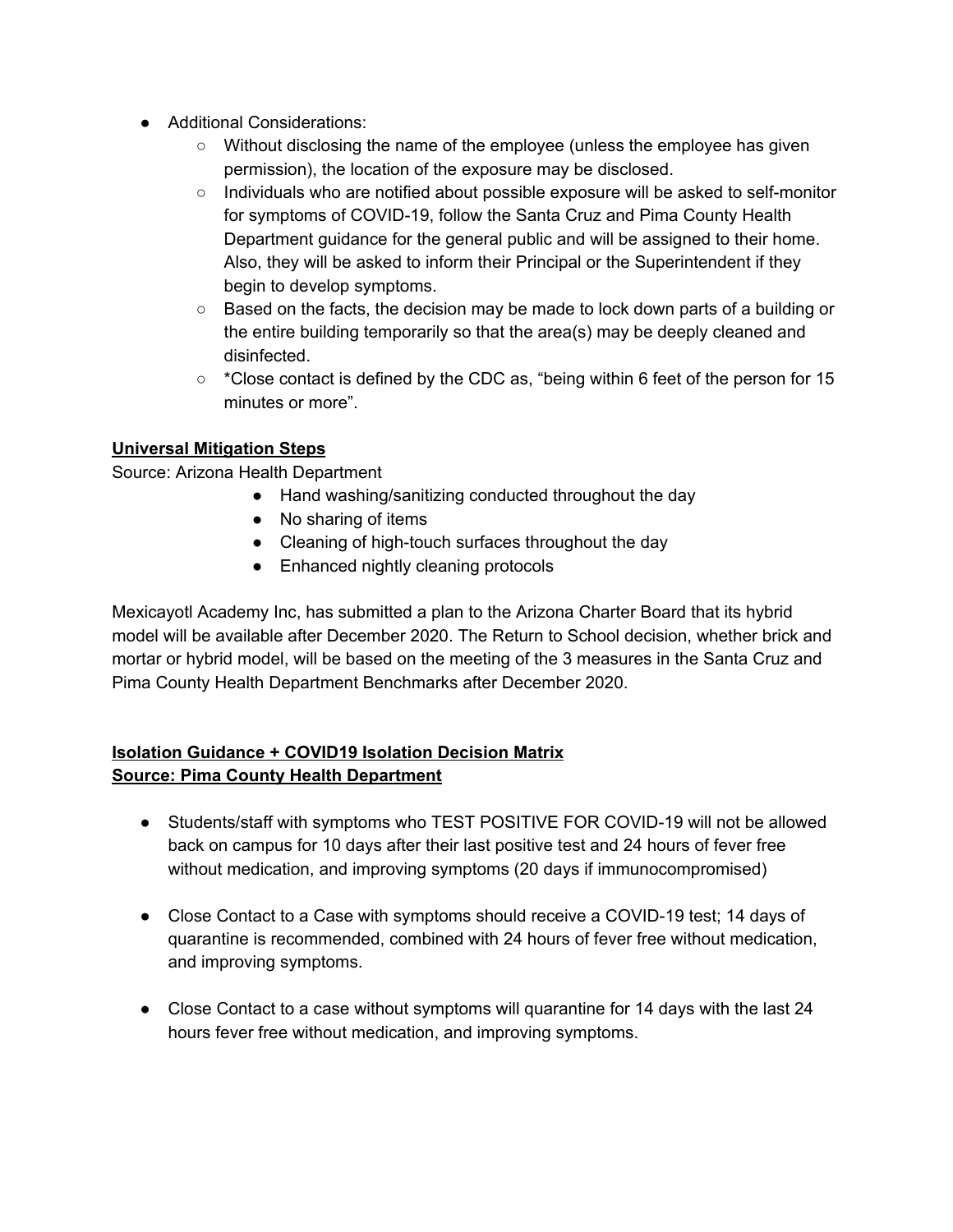- Additional Considerations:
  - Without disclosing the name of the employee (unless the employee has given permission), the location of the exposure may be disclosed.
  - Individuals who are notified about possible exposure will be asked to self-monitor for symptoms of COVID-19, follow the Santa Cruz and Pima County Health Department guidance for the general public and will be assigned to their home. Also, they will be asked to inform their Principal or the Superintendent if they begin to develop symptoms.
  - Based on the facts, the decision may be made to lock down parts of a building or the entire building temporarily so that the area(s) may be deeply cleaned and disinfected.
  - *Close contact is defined by the CDC as, "being within 6 feet of the person for 15 minutes or more".

**Universal Mitigation Steps**

Source: Arizona Health Department

- Hand washing/sanitizing conducted throughout the day
- No sharing of items
- Cleaning of high-touch surfaces throughout the day
- Enhanced nightly cleaning protocols

Mexicayotl Academy Inc, has submitted a plan to the Arizona Charter Board that its hybrid model will be available after December 2020. The Return to School decision, whether brick and mortar or hybrid model, will be based on the meeting of the 3 measures in the Santa Cruz and Pima County Health Department Benchmarks after December 2020.

**Isolation Guidance + COVID19 Isolation Decision Matrix**
**Source: Pima County Health Department**

- Students/staff with symptoms who TEST POSITIVE FOR COVID-19 will not be allowed back on campus for 10 days after their last positive test and 24 hours of fever free without medication, and improving symptoms (20 days if immunocompromised)

- Close Contact to a Case with symptoms should receive a COVID-19 test; 14 days of quarantine is recommended, combined with 24 hours of fever free without medication, and improving symptoms.

- Close Contact to a case without symptoms will quarantine for 14 days with the last 24 hours fever free without medication, and improving symptoms.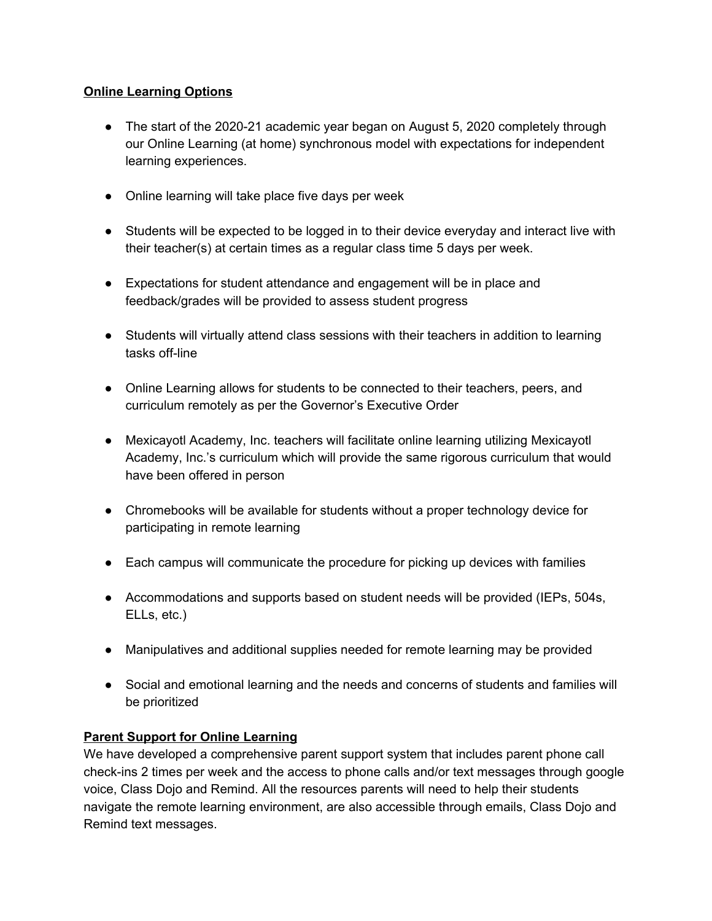**Online Learning Options**

- The start of the 2020-21 academic year began on August 5, 2020 completely through our Online Learning (at home) synchronous model with expectations for independent learning experiences.
- Online learning will take place five days per week
- Students will be expected to be logged in to their device everyday and interact live with their teacher(s) at certain times as a regular class time 5 days per week.
- Expectations for student attendance and engagement will be in place and feedback/grades will be provided to assess student progress
- Students will virtually attend class sessions with their teachers in addition to learning tasks off-line
- Online Learning allows for students to be connected to their teachers, peers, and curriculum remotely as per the Governor's Executive Order
- Mexicayotl Academy, Inc. teachers will facilitate online learning utilizing Mexicayotl Academy, Inc.'s curriculum which will provide the same rigorous curriculum that would have been offered in person
- Chromebooks will be available for students without a proper technology device for participating in remote learning
- Each campus will communicate the procedure for picking up devices with families
- Accommodations and supports based on student needs will be provided (IEPs, 504s, ELLs, etc.)
- Manipulatives and additional supplies needed for remote learning may be provided
- Social and emotional learning and the needs and concerns of students and families will be prioritized

**Parent Support for Online Learning**

We have developed a comprehensive parent support system that includes parent phone call check-ins 2 times per week and the access to phone calls and/or text messages through google voice, Class Dojo and Remind. All the resources parents will need to help their students navigate the remote learning environment, are also accessible through emails, Class Dojo and Remind text messages.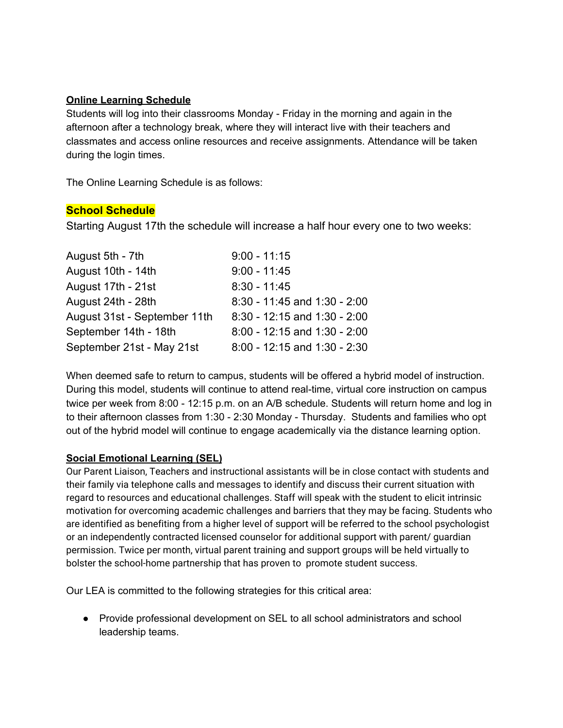**Online Learning Schedule**

Students will log into their classrooms Monday - Friday in the morning and again in the afternoon after a technology break, where they will interact live with their teachers and classmates and access online resources and receive assignments. Attendance will be taken during the login times.

The Online Learning Schedule is as follows:

**School Schedule**

Starting August 17th the schedule will increase a half hour every one to two weeks:

| | |
|---|---|
| August 5th - 7th | 9:00 - 11:15 |
| August 10th - 14th | 9:00 - 11:45 |
| August 17th - 21st | 8:30 - 11:45 |
| August 24th - 28th | 8:30 - 11:45 and 1:30 - 2:00 |
| August 31st - September 11th | 8:30 - 12:15 and 1:30 - 2:00 |
| September 14th - 18th | 8:00 - 12:15 and 1:30 - 2:00 |
| September 21st - May 21st | 8:00 - 12:15 and 1:30 - 2:30 |

When deemed safe to return to campus, students will be offered a hybrid model of instruction. During this model, students will continue to attend real-time, virtual core instruction on campus twice per week from 8:00 - 12:15 p.m. on an A/B schedule. Students will return home and log in to their afternoon classes from 1:30 - 2:30 Monday - Thursday. Students and families who opt out of the hybrid model will continue to engage academically via the distance learning option.

**Social Emotional Learning (SEL)**

Our Parent Liaison, Teachers and instructional assistants will be in close contact with students and their family via telephone calls and messages to identify and discuss their current situation with regard to resources and educational challenges. Staff will speak with the student to elicit intrinsic motivation for overcoming academic challenges and barriers that they may be facing. Students who are identified as benefiting from a higher level of support will be referred to the school psychologist or an independently contracted licensed counselor for additional support with parent/ guardian permission. Twice per month, virtual parent training and support groups will be held virtually to bolster the school-home partnership that has proven to promote student success.

Our LEA is committed to the following strategies for this critical area:

- Provide professional development on SEL to all school administrators and school leadership teams.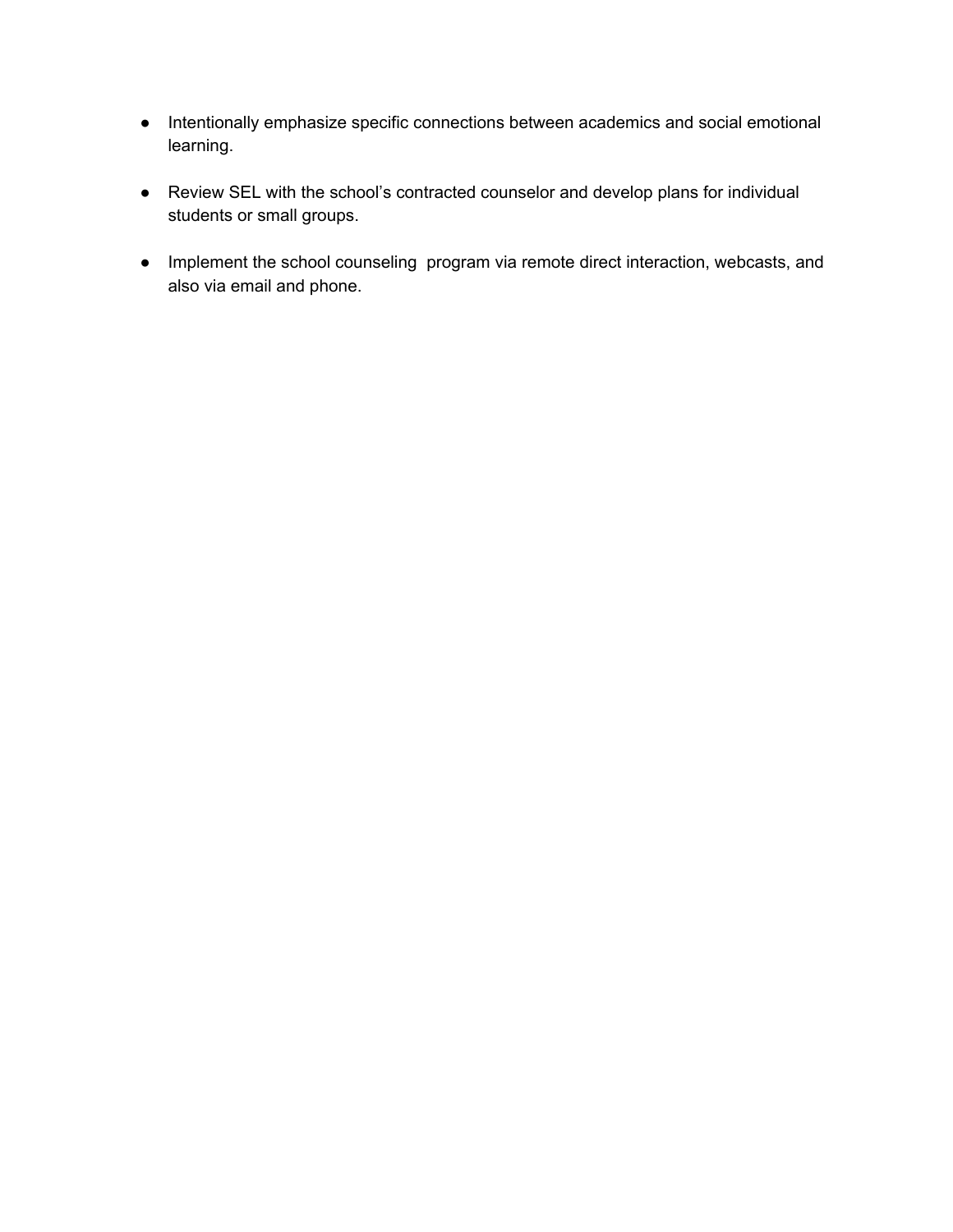- Intentionally emphasize specific connections between academics and social emotional learning.
- Review SEL with the school's contracted counselor and develop plans for individual students or small groups.
- Implement the school counseling program via remote direct interaction, webcasts, and also via email and phone.